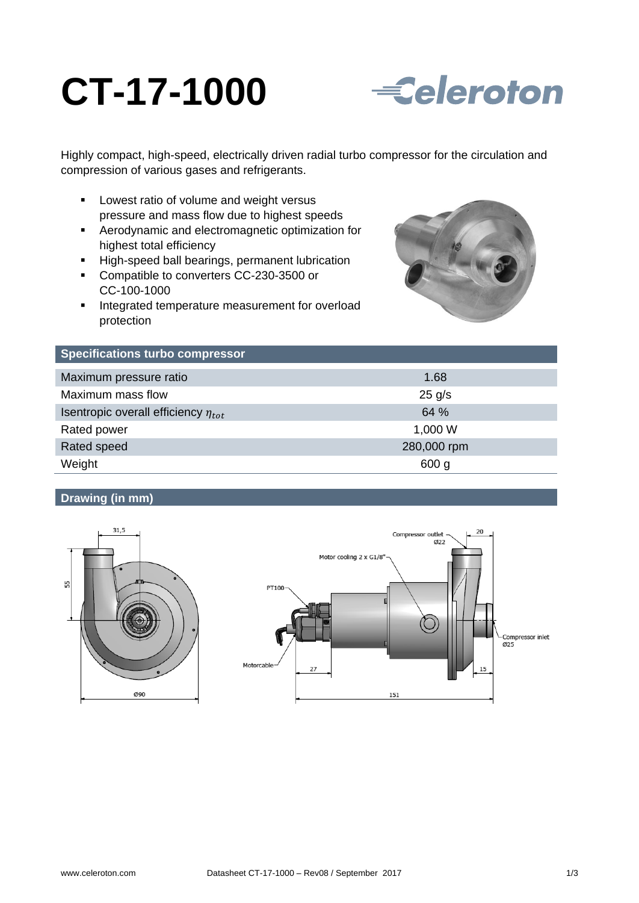# CT-17-1000

Celeroton

Highly compact, high-speed, electrically driven radial turbo compressor for the circulation and compression of various gases and refrigerants.

- Lowest ratio of volume and weight versus pressure and mass flow due to highest speeds
- Aerodynamic and electromagnetic optimization for highest total efficiency
- High-speed ball bearings, permanent lubrication
- Compatible to converters CC-230-3500 or CC-100-1000
- Integrated temperature measurement for overload protection

## Specifications turbo compressor

| | |
|---|---|
| Maximum pressure ratio | 1.68 |
| Maximum mass flow | 25 g/s |
| Isentropic overall efficiency $\eta_{tot}$ | 64 % |
| Rated power | 1,000 W |
| Rated speed | 280,000 rpm |
| Weight | 600 g |

## Drawing (in mm)

31,5

55

Ø90

Compressor outlet Ø22

20

Motor cooling 2 x G1/8"

PT100

Compressor inlet Ø25

Motorcable

27

15

151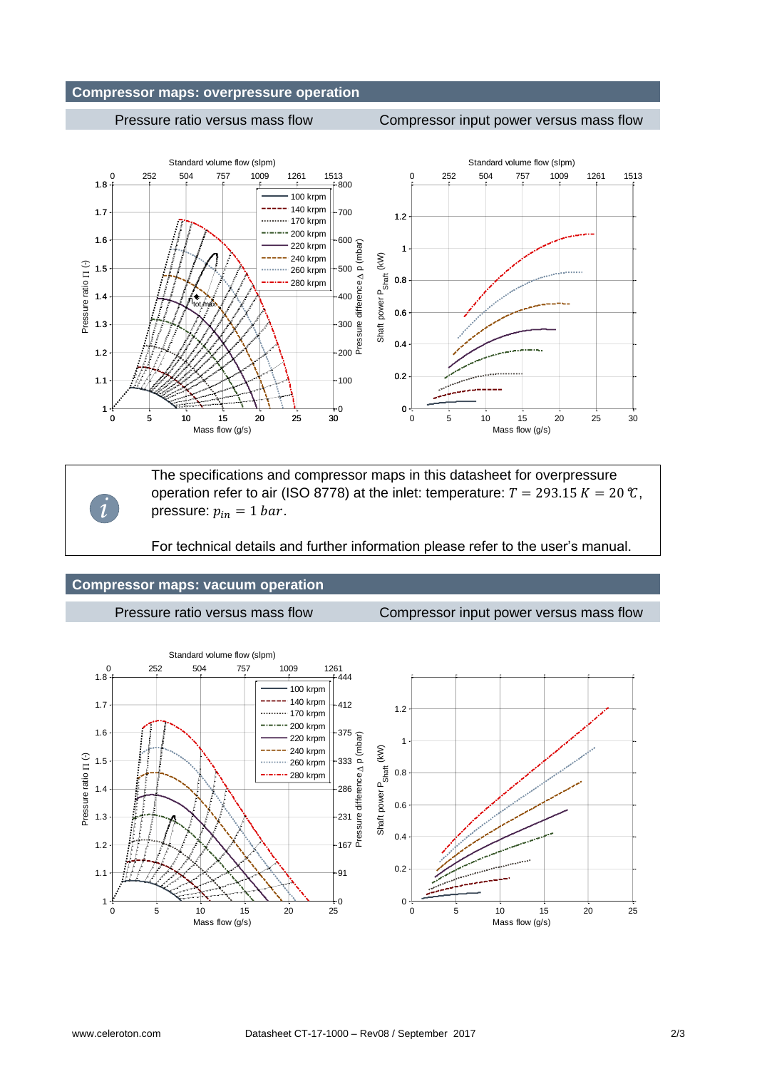## Compressor maps: overpressure operation

Pressure ratio versus mass flow

Compressor input power versus mass flow

The specifications and compressor maps in this datasheet for overpressure operation refer to air (ISO 8778) at the inlet: temperature: $T = 293.15\ K = 20\ ℃$, pressure: $p_{in} = 1\ bar$.

For technical details and further information please refer to the user's manual.

## Compressor maps: vacuum operation

Pressure ratio versus mass flow

Compressor input power versus mass flow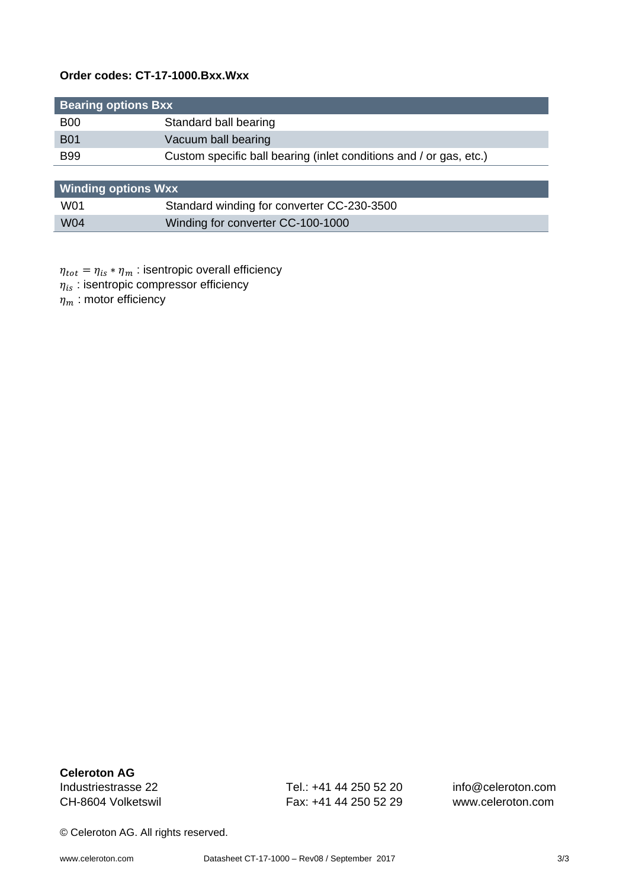**Order codes: CT-17-1000.Bxx.Wxx**

| Bearing options Bxx | |
|---|---|
| B00 | Standard ball bearing |
| B01 | Vacuum ball bearing |
| B99 | Custom specific ball bearing (inlet conditions and / or gas, etc.) |

| Winding options Wxx | |
|---|---|
| W01 | Standard winding for converter CC-230-3500 |
| W04 | Winding for converter CC-100-1000 |

$\eta_{tot} = \eta_{is} * \eta_m$ : isentropic overall efficiency
$\eta_{is}$ : isentropic compressor efficiency
$\eta_m$ : motor efficiency

**Celeroton AG**
Industriestrasse 22
CH-8604 Volketswil

Tel.: +41 44 250 52 20
Fax: +41 44 250 52 29

info@celeroton.com
www.celeroton.com

© Celeroton AG. All rights reserved.